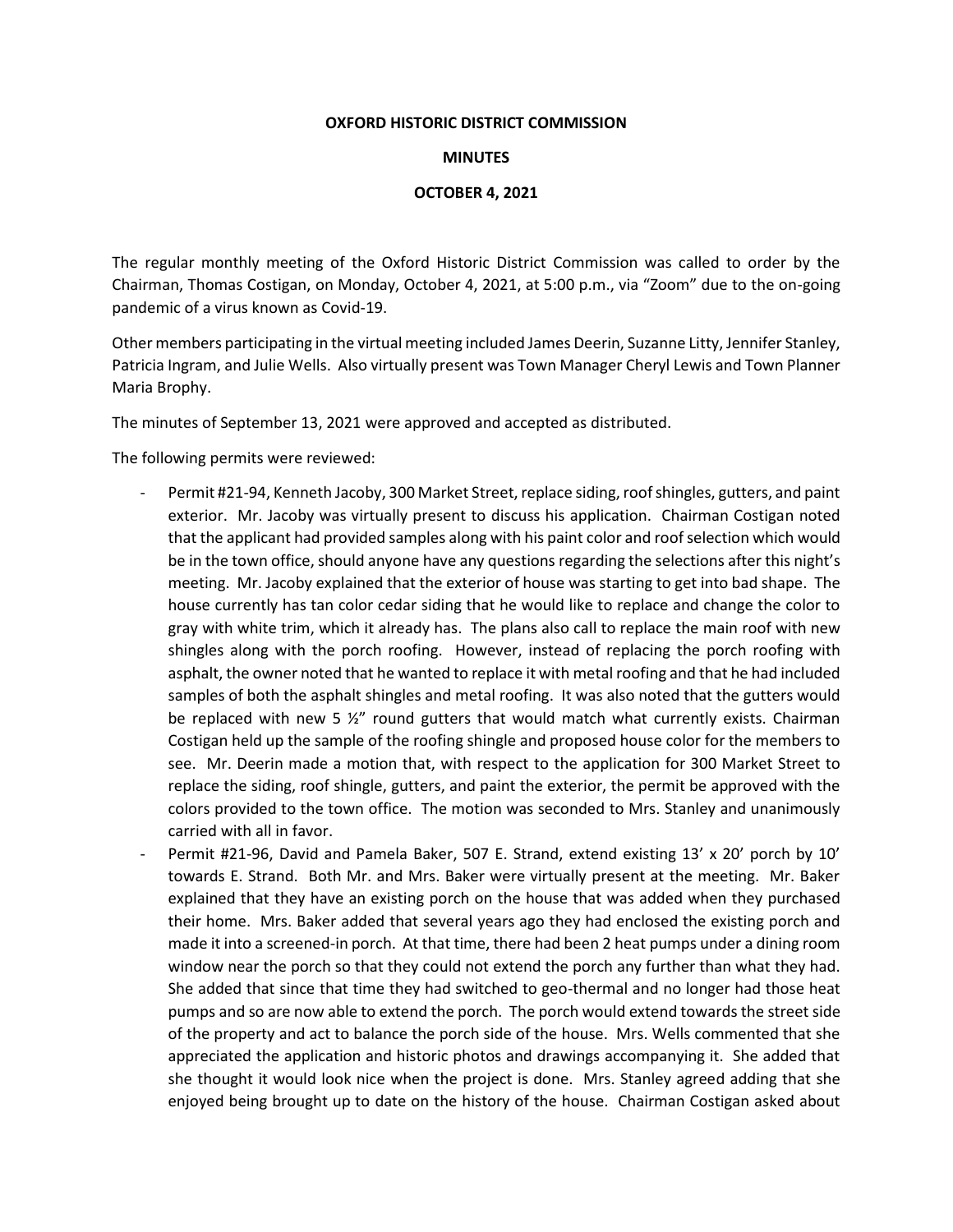**OXFORD HISTORIC DISTRICT COMMISSION**

**MINUTES**

**OCTOBER 4, 2021**

The regular monthly meeting of the Oxford Historic District Commission was called to order by the Chairman, Thomas Costigan, on Monday, October 4, 2021, at 5:00 p.m., via "Zoom" due to the on-going pandemic of a virus known as Covid-19.

Other members participating in the virtual meeting included James Deerin, Suzanne Litty, Jennifer Stanley, Patricia Ingram, and Julie Wells. Also virtually present was Town Manager Cheryl Lewis and Town Planner Maria Brophy.

The minutes of September 13, 2021 were approved and accepted as distributed.

The following permits were reviewed:

- Permit #21-94, Kenneth Jacoby, 300 Market Street, replace siding, roof shingles, gutters, and paint exterior. Mr. Jacoby was virtually present to discuss his application. Chairman Costigan noted that the applicant had provided samples along with his paint color and roof selection which would be in the town office, should anyone have any questions regarding the selections after this night's meeting. Mr. Jacoby explained that the exterior of house was starting to get into bad shape. The house currently has tan color cedar siding that he would like to replace and change the color to gray with white trim, which it already has. The plans also call to replace the main roof with new shingles along with the porch roofing. However, instead of replacing the porch roofing with asphalt, the owner noted that he wanted to replace it with metal roofing and that he had included samples of both the asphalt shingles and metal roofing. It was also noted that the gutters would be replaced with new 5 ½" round gutters that would match what currently exists. Chairman Costigan held up the sample of the roofing shingle and proposed house color for the members to see. Mr. Deerin made a motion that, with respect to the application for 300 Market Street to replace the siding, roof shingle, gutters, and paint the exterior, the permit be approved with the colors provided to the town office. The motion was seconded to Mrs. Stanley and unanimously carried with all in favor.
- Permit #21-96, David and Pamela Baker, 507 E. Strand, extend existing 13' x 20' porch by 10' towards E. Strand. Both Mr. and Mrs. Baker were virtually present at the meeting. Mr. Baker explained that they have an existing porch on the house that was added when they purchased their home. Mrs. Baker added that several years ago they had enclosed the existing porch and made it into a screened-in porch. At that time, there had been 2 heat pumps under a dining room window near the porch so that they could not extend the porch any further than what they had. She added that since that time they had switched to geo-thermal and no longer had those heat pumps and so are now able to extend the porch. The porch would extend towards the street side of the property and act to balance the porch side of the house. Mrs. Wells commented that she appreciated the application and historic photos and drawings accompanying it. She added that she thought it would look nice when the project is done. Mrs. Stanley agreed adding that she enjoyed being brought up to date on the history of the house. Chairman Costigan asked about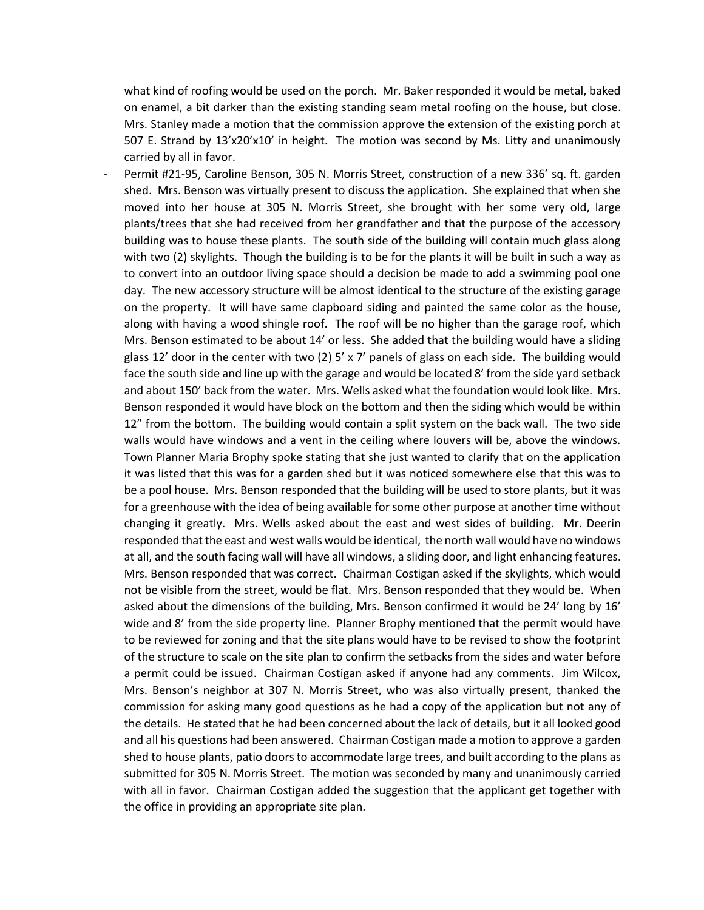what kind of roofing would be used on the porch. Mr. Baker responded it would be metal, baked on enamel, a bit darker than the existing standing seam metal roofing on the house, but close. Mrs. Stanley made a motion that the commission approve the extension of the existing porch at 507 E. Strand by 13'x20'x10' in height. The motion was second by Ms. Litty and unanimously carried by all in favor.

- Permit #21-95, Caroline Benson, 305 N. Morris Street, construction of a new 336' sq. ft. garden shed. Mrs. Benson was virtually present to discuss the application. She explained that when she moved into her house at 305 N. Morris Street, she brought with her some very old, large plants/trees that she had received from her grandfather and that the purpose of the accessory building was to house these plants. The south side of the building will contain much glass along with two (2) skylights. Though the building is to be for the plants it will be built in such a way as to convert into an outdoor living space should a decision be made to add a swimming pool one day. The new accessory structure will be almost identical to the structure of the existing garage on the property. It will have same clapboard siding and painted the same color as the house, along with having a wood shingle roof. The roof will be no higher than the garage roof, which Mrs. Benson estimated to be about 14' or less. She added that the building would have a sliding glass 12' door in the center with two (2) 5' x 7' panels of glass on each side. The building would face the south side and line up with the garage and would be located 8' from the side yard setback and about 150' back from the water. Mrs. Wells asked what the foundation would look like. Mrs. Benson responded it would have block on the bottom and then the siding which would be within 12" from the bottom. The building would contain a split system on the back wall. The two side walls would have windows and a vent in the ceiling where louvers will be, above the windows. Town Planner Maria Brophy spoke stating that she just wanted to clarify that on the application it was listed that this was for a garden shed but it was noticed somewhere else that this was to be a pool house. Mrs. Benson responded that the building will be used to store plants, but it was for a greenhouse with the idea of being available for some other purpose at another time without changing it greatly. Mrs. Wells asked about the east and west sides of building. Mr. Deerin responded that the east and west walls would be identical, the north wall would have no windows at all, and the south facing wall will have all windows, a sliding door, and light enhancing features. Mrs. Benson responded that was correct. Chairman Costigan asked if the skylights, which would not be visible from the street, would be flat. Mrs. Benson responded that they would be. When asked about the dimensions of the building, Mrs. Benson confirmed it would be 24' long by 16' wide and 8' from the side property line. Planner Brophy mentioned that the permit would have to be reviewed for zoning and that the site plans would have to be revised to show the footprint of the structure to scale on the site plan to confirm the setbacks from the sides and water before a permit could be issued. Chairman Costigan asked if anyone had any comments. Jim Wilcox, Mrs. Benson's neighbor at 307 N. Morris Street, who was also virtually present, thanked the commission for asking many good questions as he had a copy of the application but not any of the details. He stated that he had been concerned about the lack of details, but it all looked good and all his questions had been answered. Chairman Costigan made a motion to approve a garden shed to house plants, patio doors to accommodate large trees, and built according to the plans as submitted for 305 N. Morris Street. The motion was seconded by many and unanimously carried with all in favor. Chairman Costigan added the suggestion that the applicant get together with the office in providing an appropriate site plan.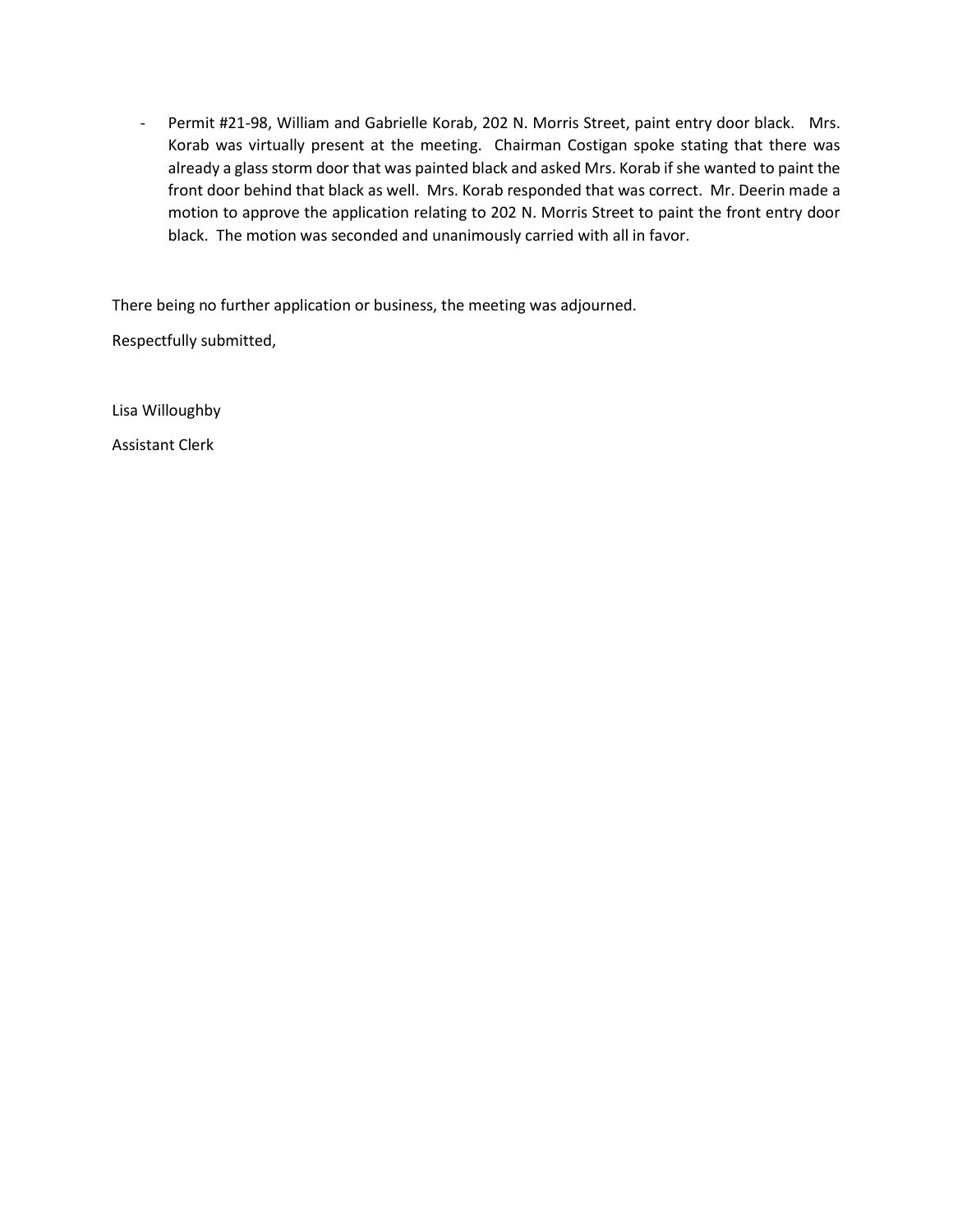- Permit #21-98, William and Gabrielle Korab, 202 N. Morris Street, paint entry door black. Mrs. Korab was virtually present at the meeting. Chairman Costigan spoke stating that there was already a glass storm door that was painted black and asked Mrs. Korab if she wanted to paint the front door behind that black as well. Mrs. Korab responded that was correct. Mr. Deerin made a motion to approve the application relating to 202 N. Morris Street to paint the front entry door black. The motion was seconded and unanimously carried with all in favor.

There being no further application or business, the meeting was adjourned.

Respectfully submitted,

Lisa Willoughby

Assistant Clerk